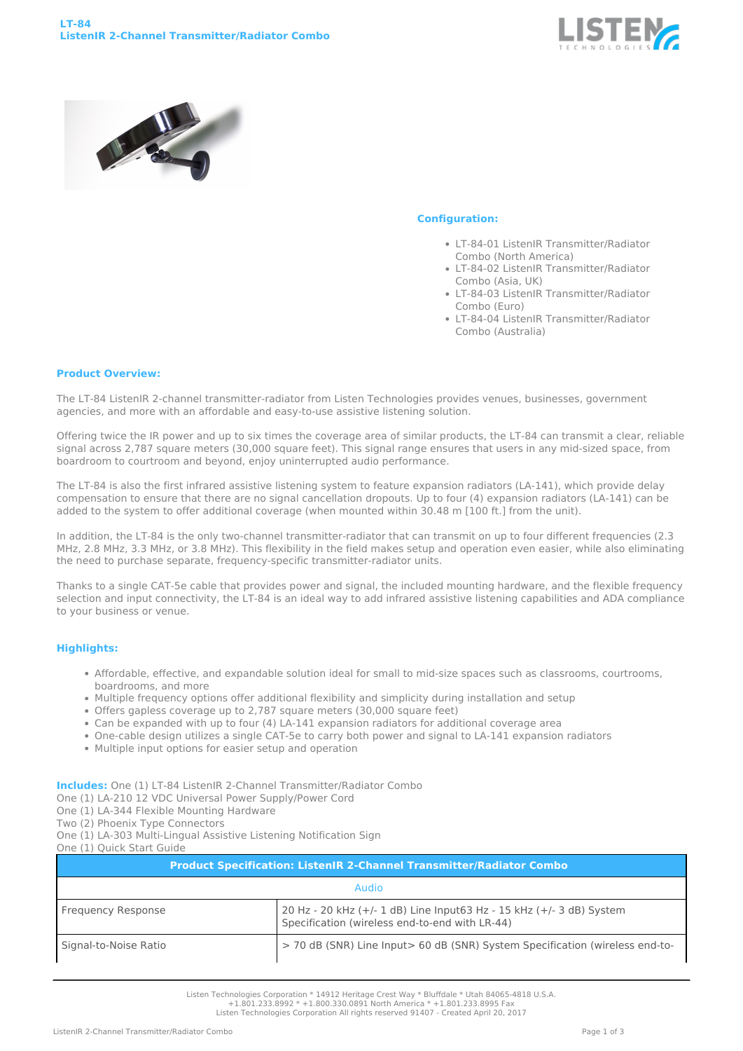# LT-84
## ListenIR 2-Channel Transmitter/Radiator Combo

### Configuration:

- LT-84-01 ListenIR Transmitter/Radiator Combo (North America)
- LT-84-02 ListenIR Transmitter/Radiator Combo (Asia, UK)
- LT-84-03 ListenIR Transmitter/Radiator Combo (Euro)
- LT-84-04 ListenIR Transmitter/Radiator Combo (Australia)

### Product Overview:

The LT-84 ListenIR 2-channel transmitter-radiator from Listen Technologies provides venues, businesses, government agencies, and more with an affordable and easy-to-use assistive listening solution.

Offering twice the IR power and up to six times the coverage area of similar products, the LT-84 can transmit a clear, reliable signal across 2,787 square meters (30,000 square feet). This signal range ensures that users in any mid-sized space, from boardroom to courtroom and beyond, enjoy uninterrupted audio performance.

The LT-84 is also the first infrared assistive listening system to feature expansion radiators (LA-141), which provide delay compensation to ensure that there are no signal cancellation dropouts. Up to four (4) expansion radiators (LA-141) can be added to the system to offer additional coverage (when mounted within 30.48 m [100 ft.] from the unit).

In addition, the LT-84 is the only two-channel transmitter-radiator that can transmit on up to four different frequencies (2.3 MHz, 2.8 MHz, 3.3 MHz, or 3.8 MHz). This flexibility in the field makes setup and operation even easier, while also eliminating the need to purchase separate, frequency-specific transmitter-radiator units.

Thanks to a single CAT-5e cable that provides power and signal, the included mounting hardware, and the flexible frequency selection and input connectivity, the LT-84 is an ideal way to add infrared assistive listening capabilities and ADA compliance to your business or venue.

### Highlights:

- Affordable, effective, and expandable solution ideal for small to mid-size spaces such as classrooms, courtrooms, boardrooms, and more
- Multiple frequency options offer additional flexibility and simplicity during installation and setup
- Offers gapless coverage up to 2,787 square meters (30,000 square feet)
- Can be expanded with up to four (4) LA-141 expansion radiators for additional coverage area
- One-cable design utilizes a single CAT-5e to carry both power and signal to LA-141 expansion radiators
- Multiple input options for easier setup and operation

**Includes:** One (1) LT-84 ListenIR 2-Channel Transmitter/Radiator Combo
One (1) LA-210 12 VDC Universal Power Supply/Power Cord
One (1) LA-344 Flexible Mounting Hardware
Two (2) Phoenix Type Connectors
One (1) LA-303 Multi-Lingual Assistive Listening Notification Sign
One (1) Quick Start Guide

| Product Specification: ListenIR 2-Channel Transmitter/Radiator Combo | |
|---|---|
| Audio | |
| Frequency Response | 20 Hz - 20 kHz (+/- 1 dB) Line Input63 Hz - 15 kHz (+/- 3 dB) System Specification (wireless end-to-end with LR-44) |
| Signal-to-Noise Ratio | > 70 dB (SNR) Line Input> 60 dB (SNR) System Specification (wireless end-to- |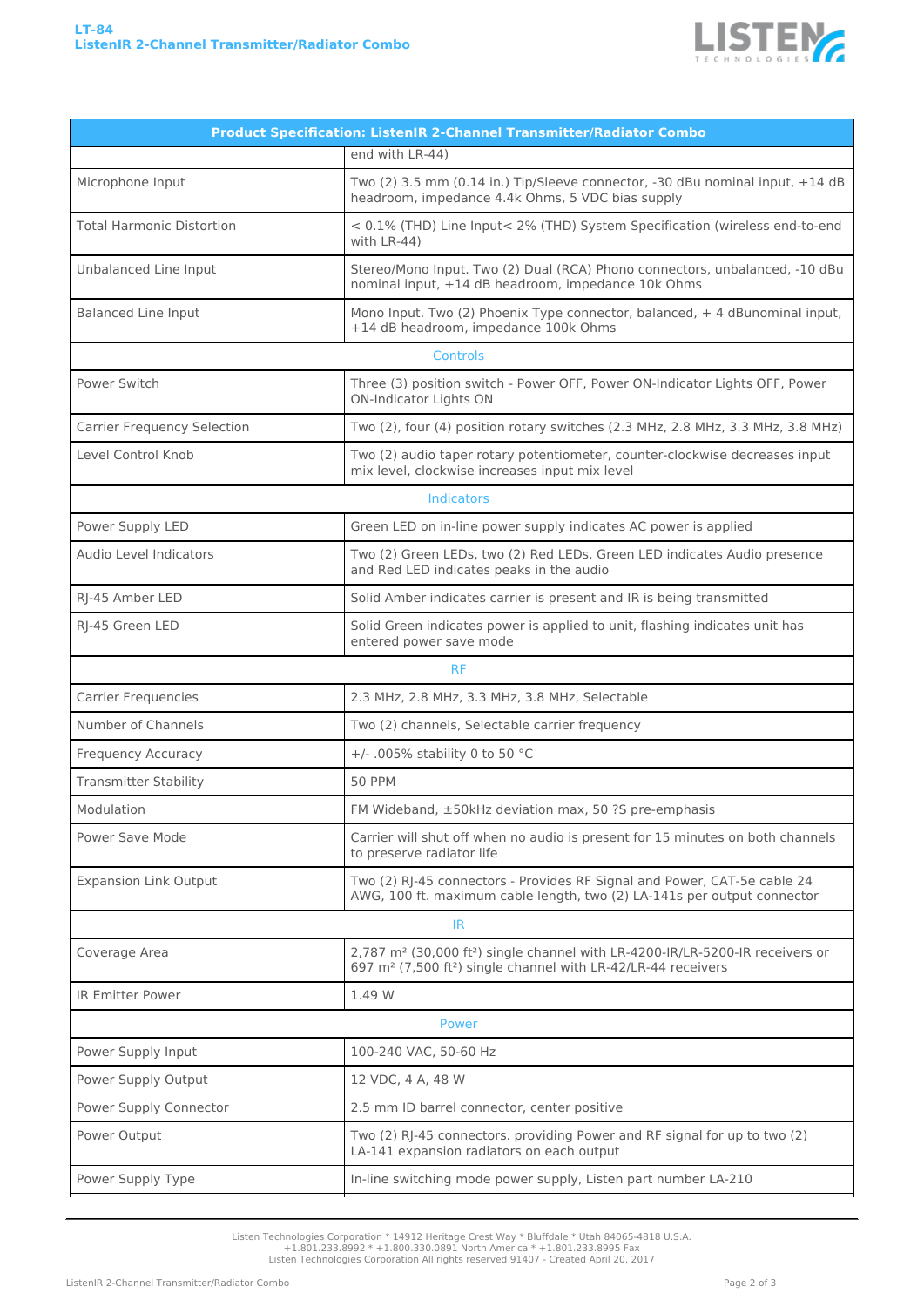| Product Specification: ListenIR 2-Channel Transmitter/Radiator Combo | |
|---|---|
| | end with LR-44) |
| Microphone Input | Two (2) 3.5 mm (0.14 in.) Tip/Sleeve connector, -30 dBu nominal input, +14 dB headroom, impedance 4.4k Ohms, 5 VDC bias supply |
| Total Harmonic Distortion | < 0.1% (THD) Line Input< 2% (THD) System Specification (wireless end-to-end with LR-44) |
| Unbalanced Line Input | Stereo/Mono Input. Two (2) Dual (RCA) Phono connectors, unbalanced, -10 dBu nominal input, +14 dB headroom, impedance 10k Ohms |
| Balanced Line Input | Mono Input. Two (2) Phoenix Type connector, balanced, + 4 dBunominal input, +14 dB headroom, impedance 100k Ohms |
| **Controls** | |
| Power Switch | Three (3) position switch - Power OFF, Power ON-Indicator Lights OFF, Power ON-Indicator Lights ON |
| Carrier Frequency Selection | Two (2), four (4) position rotary switches (2.3 MHz, 2.8 MHz, 3.3 MHz, 3.8 MHz) |
| Level Control Knob | Two (2) audio taper rotary potentiometer, counter-clockwise decreases input mix level, clockwise increases input mix level |
| **Indicators** | |
| Power Supply LED | Green LED on in-line power supply indicates AC power is applied |
| Audio Level Indicators | Two (2) Green LEDs, two (2) Red LEDs, Green LED indicates Audio presence and Red LED indicates peaks in the audio |
| RJ-45 Amber LED | Solid Amber indicates carrier is present and IR is being transmitted |
| RJ-45 Green LED | Solid Green indicates power is applied to unit, flashing indicates unit has entered power save mode |
| **RF** | |
| Carrier Frequencies | 2.3 MHz, 2.8 MHz, 3.3 MHz, 3.8 MHz, Selectable |
| Number of Channels | Two (2) channels, Selectable carrier frequency |
| Frequency Accuracy | +/- .005% stability 0 to 50 °C |
| Transmitter Stability | 50 PPM |
| Modulation | FM Wideband, ±50kHz deviation max, 50 ?S pre-emphasis |
| Power Save Mode | Carrier will shut off when no audio is present for 15 minutes on both channels to preserve radiator life |
| Expansion Link Output | Two (2) RJ-45 connectors - Provides RF Signal and Power, CAT-5e cable 24 AWG, 100 ft. maximum cable length, two (2) LA-141s per output connector |
| **IR** | |
| Coverage Area | 2,787 m² (30,000 ft²) single channel with LR-4200-IR/LR-5200-IR receivers or 697 m² (7,500 ft²) single channel with LR-42/LR-44 receivers |
| IR Emitter Power | 1.49 W |
| **Power** | |
| Power Supply Input | 100-240 VAC, 50-60 Hz |
| Power Supply Output | 12 VDC, 4 A, 48 W |
| Power Supply Connector | 2.5 mm ID barrel connector, center positive |
| Power Output | Two (2) RJ-45 connectors. providing Power and RF signal for up to two (2) LA-141 expansion radiators on each output |
| Power Supply Type | In-line switching mode power supply, Listen part number LA-210 |

Listen Technologies Corporation * 14912 Heritage Crest Way * Bluffdale * Utah 84065-4818 U.S.A.
+1.801.233.8992 * +1.800.330.0891 North America * +1.801.233.8995 Fax
Listen Technologies Corporation All rights reserved 91407 - Created April 20, 2017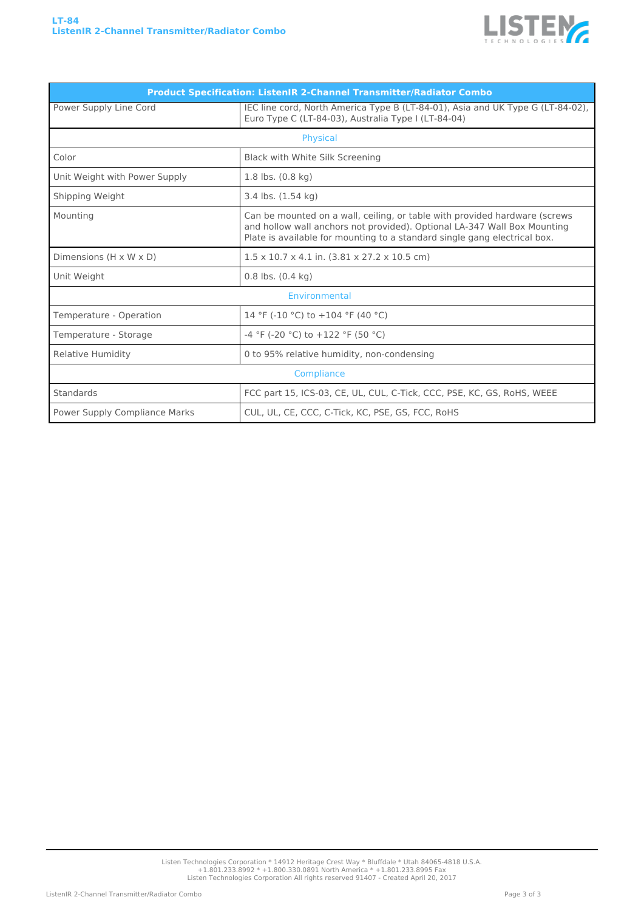| Product Specification: ListenIR 2-Channel Transmitter/Radiator Combo | |
|---|---|
| Power Supply Line Cord | IEC line cord, North America Type B (LT-84-01), Asia and UK Type G (LT-84-02), Euro Type C (LT-84-03), Australia Type I (LT-84-04) |
| **Physical** | |
| Color | Black with White Silk Screening |
| Unit Weight with Power Supply | 1.8 lbs. (0.8 kg) |
| Shipping Weight | 3.4 lbs. (1.54 kg) |
| Mounting | Can be mounted on a wall, ceiling, or table with provided hardware (screws and hollow wall anchors not provided). Optional LA-347 Wall Box Mounting Plate is available for mounting to a standard single gang electrical box. |
| Dimensions (H x W x D) | 1.5 x 10.7 x 4.1 in. (3.81 x 27.2 x 10.5 cm) |
| Unit Weight | 0.8 lbs. (0.4 kg) |
| **Environmental** | |
| Temperature - Operation | 14 °F (-10 °C) to +104 °F (40 °C) |
| Temperature - Storage | -4 °F (-20 °C) to +122 °F (50 °C) |
| Relative Humidity | 0 to 95% relative humidity, non-condensing |
| **Compliance** | |
| Standards | FCC part 15, ICS-03, CE, UL, CUL, C-Tick, CCC, PSE, KC, GS, RoHS, WEEE |
| Power Supply Compliance Marks | CUL, UL, CE, CCC, C-Tick, KC, PSE, GS, FCC, RoHS |

Listen Technologies Corporation * 14912 Heritage Crest Way * Bluffdale * Utah 84065-4818 U.S.A.
+1.801.233.8992 * +1.800.330.0891 North America * +1.801.233.8995 Fax
Listen Technologies Corporation All rights reserved 91407 - Created April 20, 2017